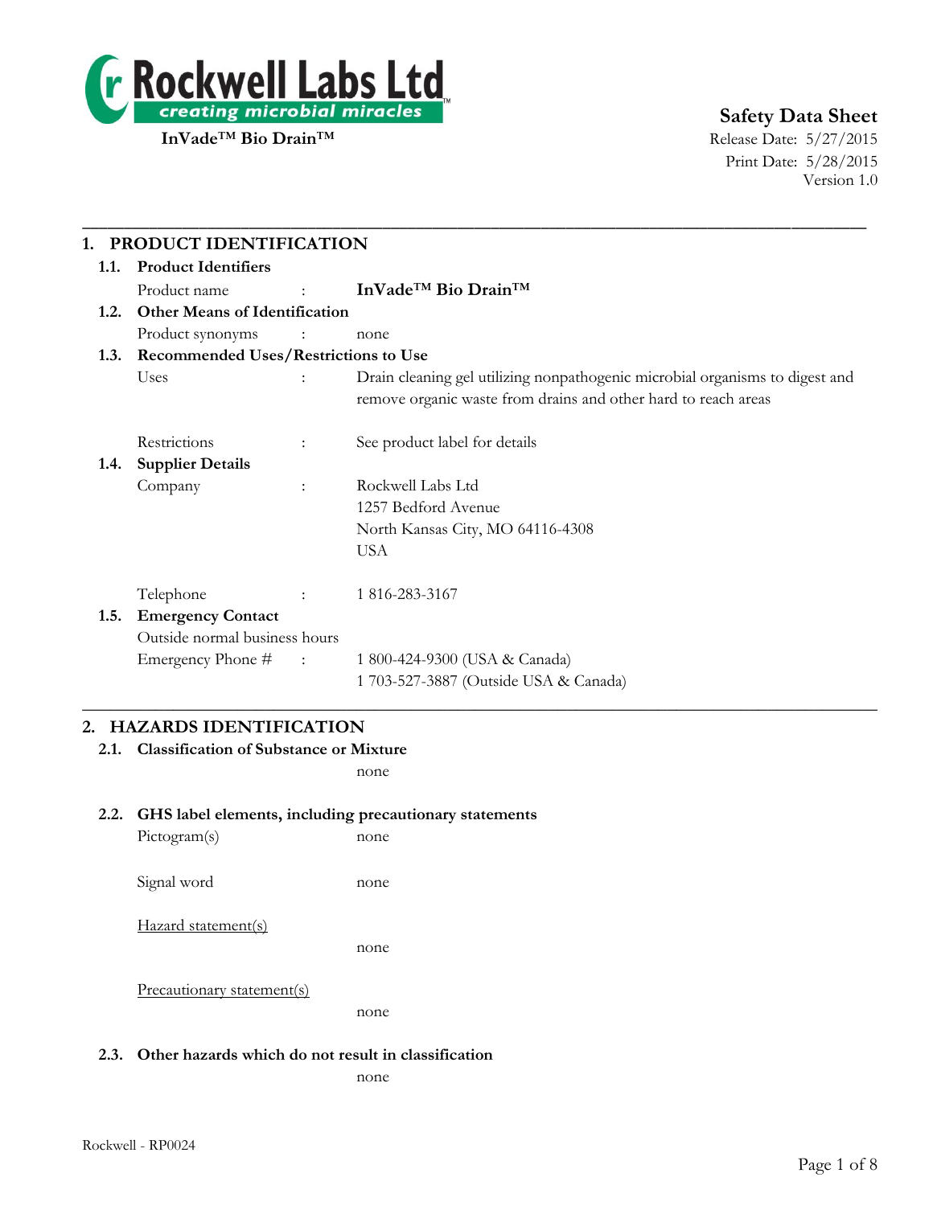Rockwell Labs Ltd
creating microbial miracles™

**InVade™ Bio Drain™**

# Safety Data Sheet

Release Date: 5/27/2015
Print Date: 5/28/2015
Version 1.0

## 1. PRODUCT IDENTIFICATION

### 1.1. Product Identifiers

Product name : **InVade™ Bio Drain™**

### 1.2. Other Means of Identification

Product synonyms : none

### 1.3. Recommended Uses/Restrictions to Use

Uses : Drain cleaning gel utilizing nonpathogenic microbial organisms to digest and remove organic waste from drains and other hard to reach areas

Restrictions : See product label for details

### 1.4. Supplier Details

Company : Rockwell Labs Ltd
1257 Bedford Avenue
North Kansas City, MO 64116-4308
USA

Telephone : 1 816-283-3167

### 1.5. Emergency Contact

Outside normal business hours

Emergency Phone # : 1 800-424-9300 (USA & Canada)
1 703-527-3887 (Outside USA & Canada)

## 2. HAZARDS IDENTIFICATION

### 2.1. Classification of Substance or Mixture

none

### 2.2. GHS label elements, including precautionary statements

Pictogram(s) none

Signal word none

Hazard statement(s)

none

Precautionary statement(s)

none

### 2.3. Other hazards which do not result in classification

none

Rockwell - RP0024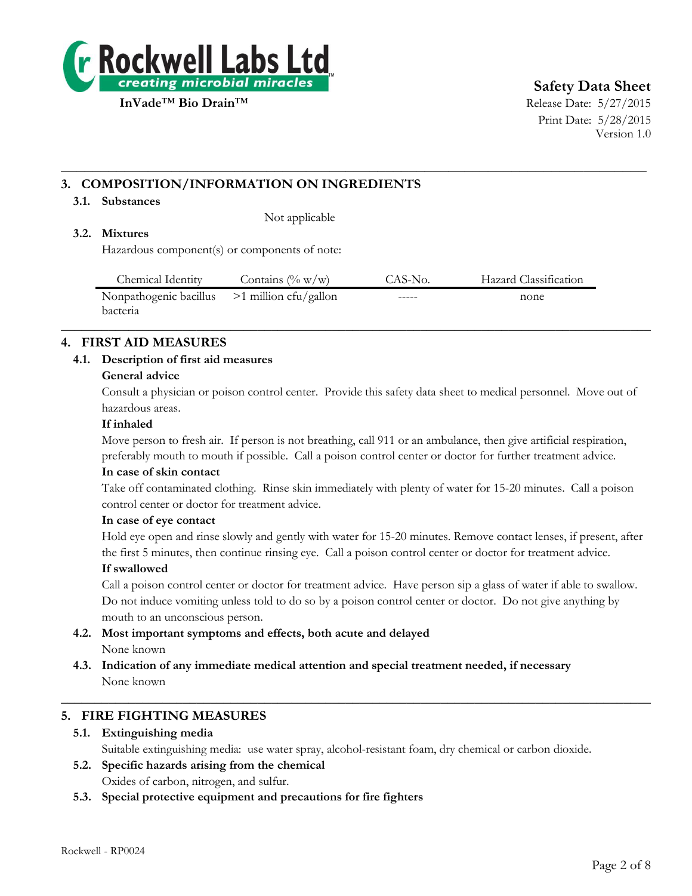## 3. COMPOSITION/INFORMATION ON INGREDIENTS

### 3.1. Substances

Not applicable

### 3.2. Mixtures

Hazardous component(s) or components of note:

| Chemical Identity | Contains (% w/w) | CAS-No. | Hazard Classification |
|---|---|---|---|
| Nonpathogenic bacillus bacteria | >1 million cfu/gallon | ----- | none |

## 4. FIRST AID MEASURES

### 4.1. Description of first aid measures

**General advice**

Consult a physician or poison control center. Provide this safety data sheet to medical personnel. Move out of hazardous areas.

**If inhaled**

Move person to fresh air. If person is not breathing, call 911 or an ambulance, then give artificial respiration, preferably mouth to mouth if possible. Call a poison control center or doctor for further treatment advice.

**In case of skin contact**

Take off contaminated clothing. Rinse skin immediately with plenty of water for 15-20 minutes. Call a poison control center or doctor for treatment advice.

**In case of eye contact**

Hold eye open and rinse slowly and gently with water for 15-20 minutes. Remove contact lenses, if present, after the first 5 minutes, then continue rinsing eye. Call a poison control center or doctor for treatment advice.

**If swallowed**

Call a poison control center or doctor for treatment advice. Have person sip a glass of water if able to swallow. Do not induce vomiting unless told to do so by a poison control center or doctor. Do not give anything by mouth to an unconscious person.

### 4.2. Most important symptoms and effects, both acute and delayed

None known

### 4.3. Indication of any immediate medical attention and special treatment needed, if necessary

None known

## 5. FIRE FIGHTING MEASURES

### 5.1. Extinguishing media

Suitable extinguishing media: use water spray, alcohol-resistant foam, dry chemical or carbon dioxide.

### 5.2. Specific hazards arising from the chemical

Oxides of carbon, nitrogen, and sulfur.

### 5.3. Special protective equipment and precautions for fire fighters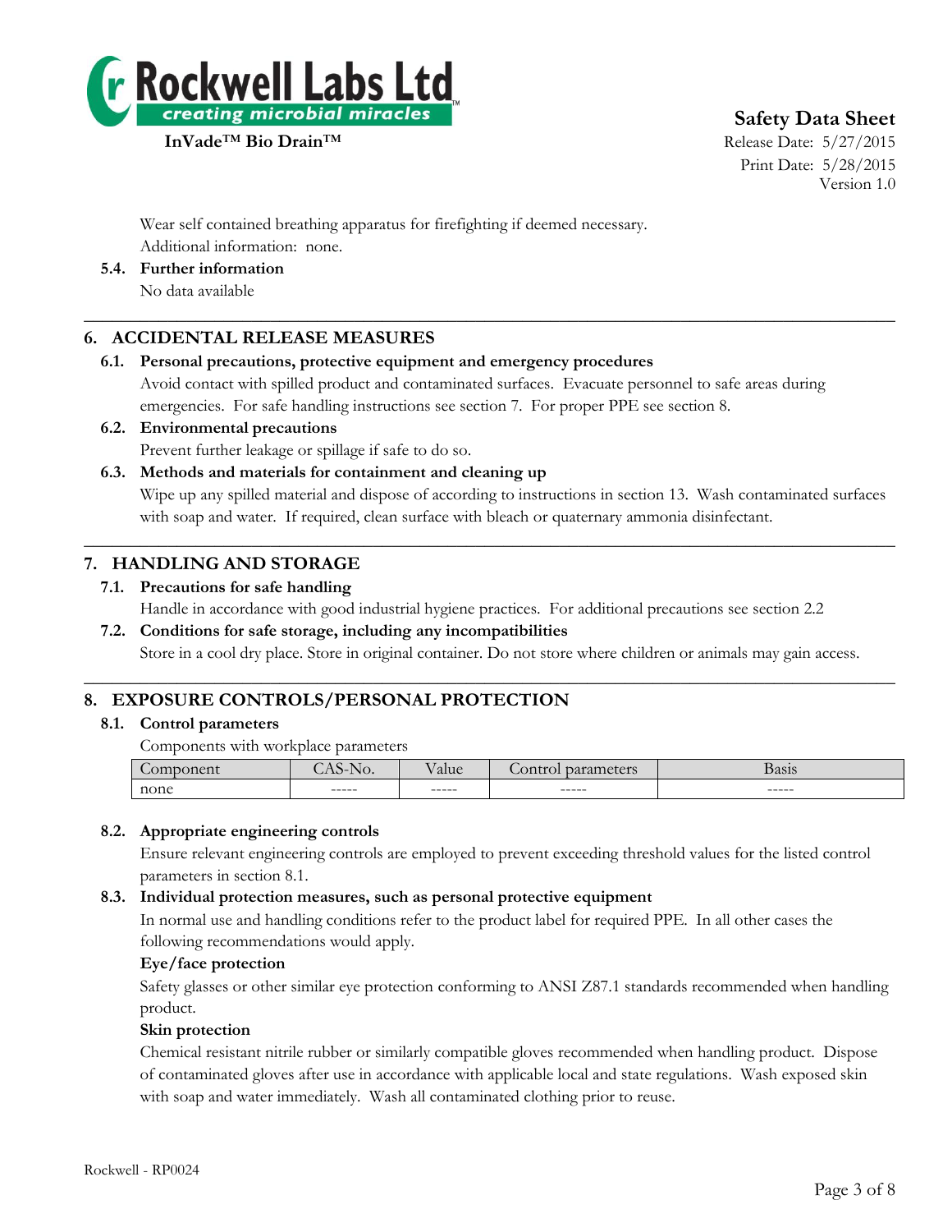Wear self contained breathing apparatus for firefighting if deemed necessary.
Additional information: none.

**5.4. Further information**
No data available

## 6. ACCIDENTAL RELEASE MEASURES

**6.1. Personal precautions, protective equipment and emergency procedures**
Avoid contact with spilled product and contaminated surfaces. Evacuate personnel to safe areas during emergencies. For safe handling instructions see section 7. For proper PPE see section 8.

**6.2. Environmental precautions**
Prevent further leakage or spillage if safe to do so.

**6.3. Methods and materials for containment and cleaning up**
Wipe up any spilled material and dispose of according to instructions in section 13. Wash contaminated surfaces with soap and water. If required, clean surface with bleach or quaternary ammonia disinfectant.

## 7. HANDLING AND STORAGE

**7.1. Precautions for safe handling**
Handle in accordance with good industrial hygiene practices. For additional precautions see section 2.2

**7.2. Conditions for safe storage, including any incompatibilities**
Store in a cool dry place. Store in original container. Do not store where children or animals may gain access.

## 8. EXPOSURE CONTROLS/PERSONAL PROTECTION

**8.1. Control parameters**
Components with workplace parameters

| Component | CAS-No. | Value | Control parameters | Basis |
|---|---|---|---|---|
| none | ----- | ----- | ----- | ----- |

**8.2. Appropriate engineering controls**
Ensure relevant engineering controls are employed to prevent exceeding threshold values for the listed control parameters in section 8.1.

**8.3. Individual protection measures, such as personal protective equipment**
In normal use and handling conditions refer to the product label for required PPE. In all other cases the following recommendations would apply.

**Eye/face protection**
Safety glasses or other similar eye protection conforming to ANSI Z87.1 standards recommended when handling product.

**Skin protection**
Chemical resistant nitrile rubber or similarly compatible gloves recommended when handling product. Dispose of contaminated gloves after use in accordance with applicable local and state regulations. Wash exposed skin with soap and water immediately. Wash all contaminated clothing prior to reuse.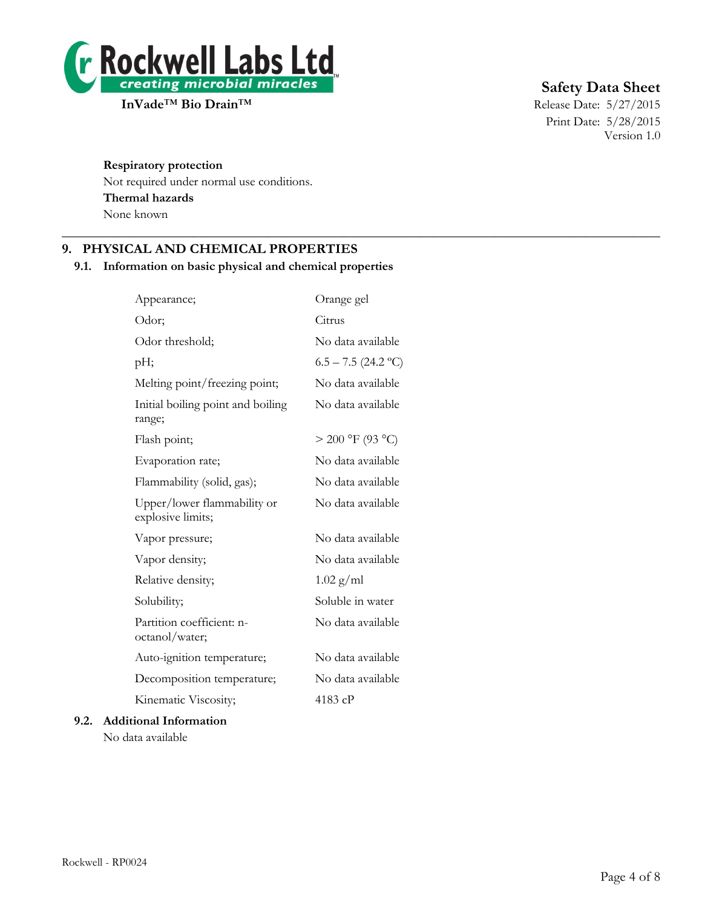**Respiratory protection**

Not required under normal use conditions.

**Thermal hazards**

None known

## 9. PHYSICAL AND CHEMICAL PROPERTIES

### 9.1. Information on basic physical and chemical properties

| | |
|---|---|
| Appearance; | Orange gel |
| Odor; | Citrus |
| Odor threshold; | No data available |
| pH; | 6.5 – 7.5 (24.2 ºC) |
| Melting point/freezing point; | No data available |
| Initial boiling point and boiling range; | No data available |
| Flash point; | > 200 °F (93 °C) |
| Evaporation rate; | No data available |
| Flammability (solid, gas); | No data available |
| Upper/lower flammability or explosive limits; | No data available |
| Vapor pressure; | No data available |
| Vapor density; | No data available |
| Relative density; | 1.02 g/ml |
| Solubility; | Soluble in water |
| Partition coefficient: n-octanol/water; | No data available |
| Auto-ignition temperature; | No data available |
| Decomposition temperature; | No data available |
| Kinematic Viscosity; | 4183 cP |

### 9.2. Additional Information

No data available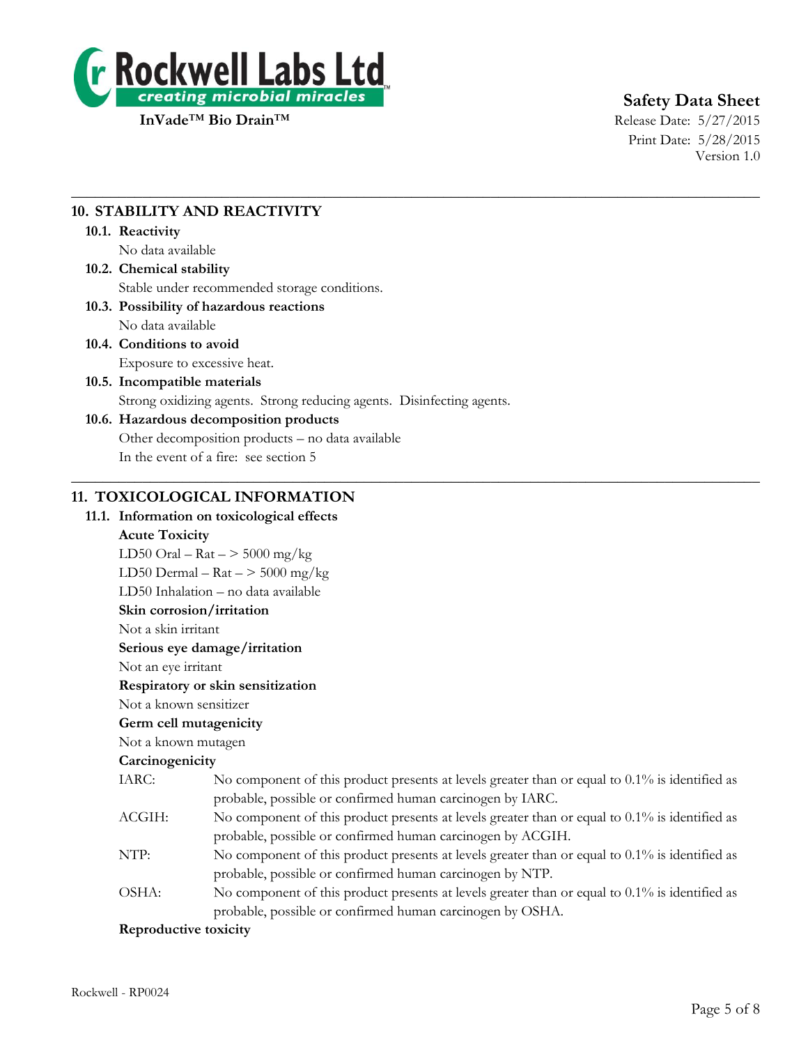## 10. STABILITY AND REACTIVITY

### 10.1. Reactivity

No data available

### 10.2. Chemical stability

Stable under recommended storage conditions.

### 10.3. Possibility of hazardous reactions

No data available

### 10.4. Conditions to avoid

Exposure to excessive heat.

### 10.5. Incompatible materials

Strong oxidizing agents. Strong reducing agents. Disinfecting agents.

### 10.6. Hazardous decomposition products

Other decomposition products – no data available

In the event of a fire: see section 5

## 11. TOXICOLOGICAL INFORMATION

### 11.1. Information on toxicological effects

**Acute Toxicity**

LD50 Oral – Rat – > 5000 mg/kg

LD50 Dermal – Rat – > 5000 mg/kg

LD50 Inhalation – no data available

**Skin corrosion/irritation**

Not a skin irritant

**Serious eye damage/irritation**

Not an eye irritant

**Respiratory or skin sensitization**

Not a known sensitizer

**Germ cell mutagenicity**

Not a known mutagen

**Carcinogenicity**

IARC: No component of this product presents at levels greater than or equal to 0.1% is identified as probable, possible or confirmed human carcinogen by IARC.

ACGIH: No component of this product presents at levels greater than or equal to 0.1% is identified as probable, possible or confirmed human carcinogen by ACGIH.

NTP: No component of this product presents at levels greater than or equal to 0.1% is identified as probable, possible or confirmed human carcinogen by NTP.

OSHA: No component of this product presents at levels greater than or equal to 0.1% is identified as probable, possible or confirmed human carcinogen by OSHA.

**Reproductive toxicity**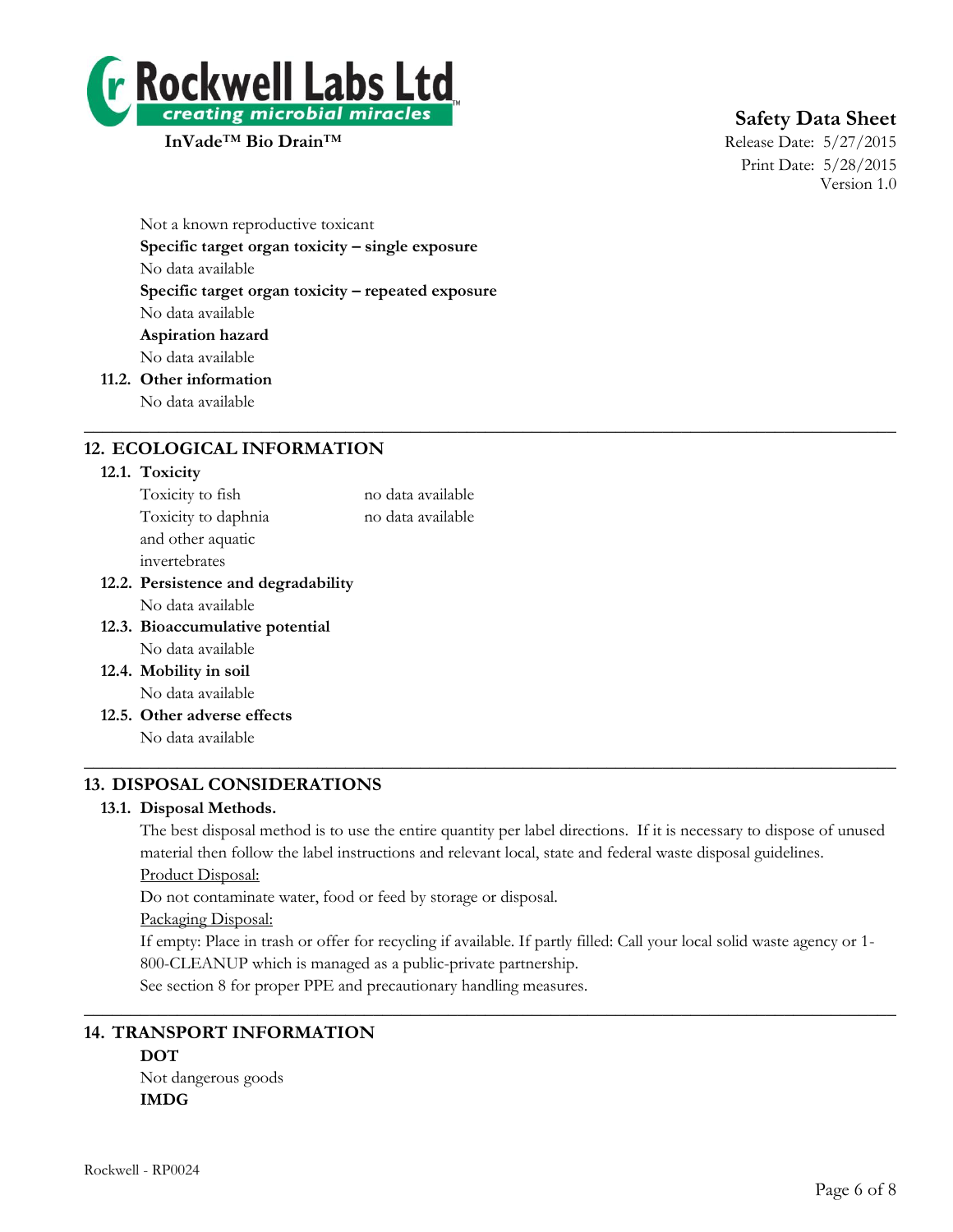Not a known reproductive toxicant

**Specific target organ toxicity – single exposure**

No data available

**Specific target organ toxicity – repeated exposure**

No data available

**Aspiration hazard**

No data available

### 11.2. Other information

No data available

## 12. ECOLOGICAL INFORMATION

### 12.1. Toxicity

| | |
|---|---|
| Toxicity to fish | no data available |
| Toxicity to daphnia and other aquatic invertebrates | no data available |

### 12.2. Persistence and degradability

No data available

### 12.3. Bioaccumulative potential

No data available

### 12.4. Mobility in soil

No data available

### 12.5. Other adverse effects

No data available

## 13. DISPOSAL CONSIDERATIONS

### 13.1. Disposal Methods.

The best disposal method is to use the entire quantity per label directions. If it is necessary to dispose of unused material then follow the label instructions and relevant local, state and federal waste disposal guidelines.

Product Disposal:

Do not contaminate water, food or feed by storage or disposal.

Packaging Disposal:

If empty: Place in trash or offer for recycling if available. If partly filled: Call your local solid waste agency or 1-800-CLEANUP which is managed as a public-private partnership.

See section 8 for proper PPE and precautionary handling measures.

## 14. TRANSPORT INFORMATION

**DOT**

Not dangerous goods

**IMDG**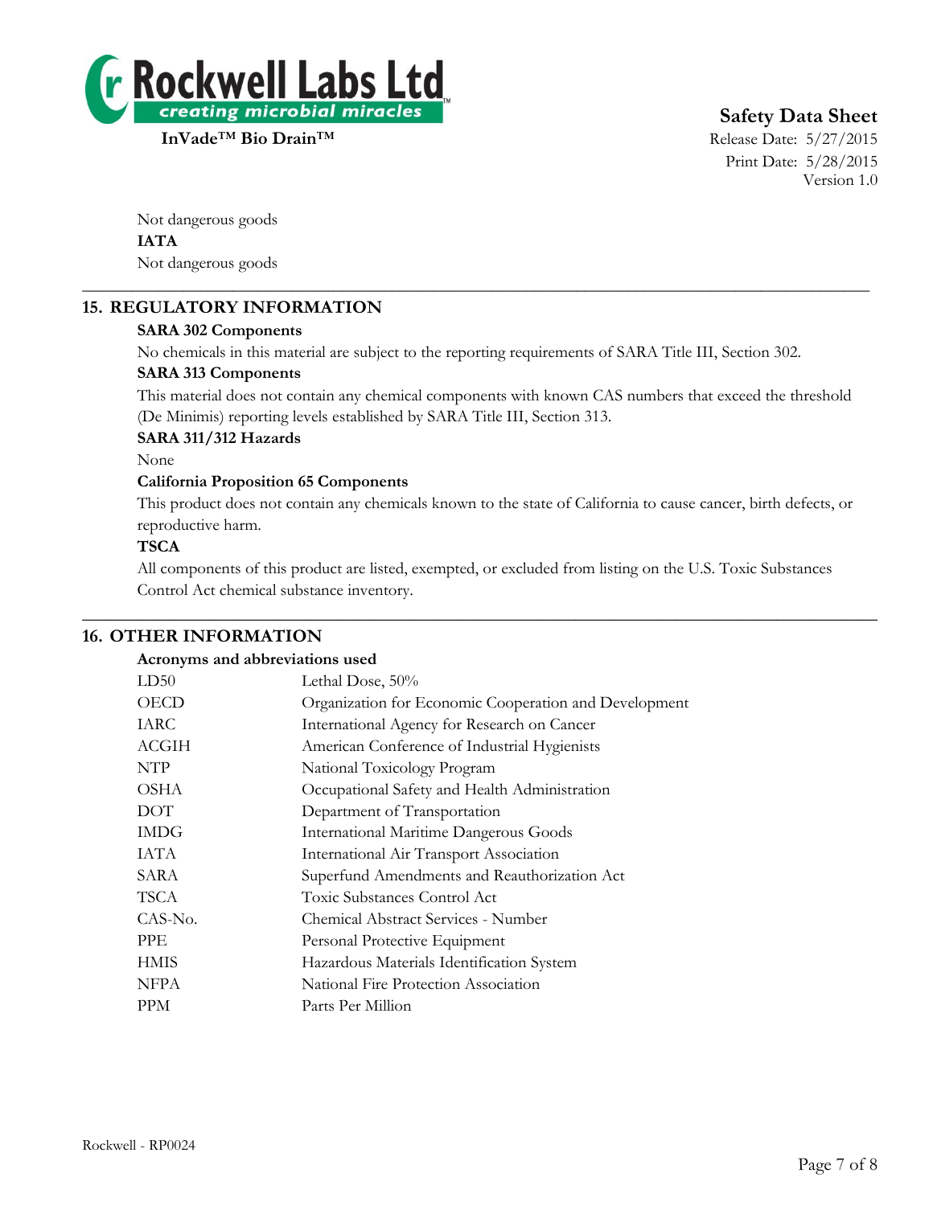Not dangerous goods

**IATA**

Not dangerous goods

## 15. REGULATORY INFORMATION

**SARA 302 Components**

No chemicals in this material are subject to the reporting requirements of SARA Title III, Section 302.

**SARA 313 Components**

This material does not contain any chemical components with known CAS numbers that exceed the threshold (De Minimis) reporting levels established by SARA Title III, Section 313.

**SARA 311/312 Hazards**

None

**California Proposition 65 Components**

This product does not contain any chemicals known to the state of California to cause cancer, birth defects, or reproductive harm.

**TSCA**

All components of this product are listed, exempted, or excluded from listing on the U.S. Toxic Substances Control Act chemical substance inventory.

## 16. OTHER INFORMATION

**Acronyms and abbreviations used**

| | |
|---|---|
| LD50 | Lethal Dose, 50% |
| OECD | Organization for Economic Cooperation and Development |
| IARC | International Agency for Research on Cancer |
| ACGIH | American Conference of Industrial Hygienists |
| NTP | National Toxicology Program |
| OSHA | Occupational Safety and Health Administration |
| DOT | Department of Transportation |
| IMDG | International Maritime Dangerous Goods |
| IATA | International Air Transport Association |
| SARA | Superfund Amendments and Reauthorization Act |
| TSCA | Toxic Substances Control Act |
| CAS-No. | Chemical Abstract Services - Number |
| PPE | Personal Protective Equipment |
| HMIS | Hazardous Materials Identification System |
| NFPA | National Fire Protection Association |
| PPM | Parts Per Million |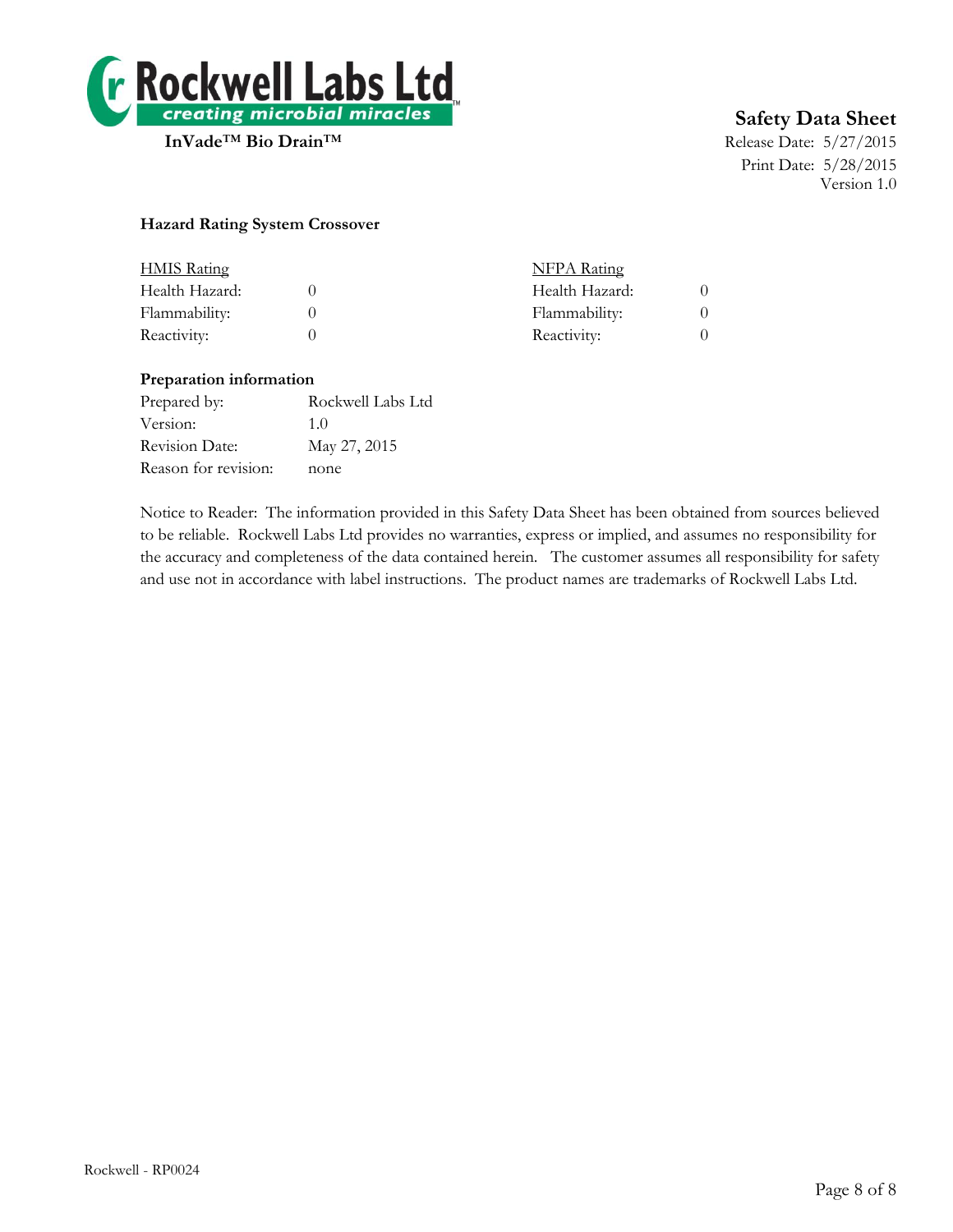### Hazard Rating System Crossover

| HMIS Rating | | NFPA Rating | |
|---|---|---|---|
| Health Hazard: | 0 | Health Hazard: | 0 |
| Flammability: | 0 | Flammability: | 0 |
| Reactivity: | 0 | Reactivity: | 0 |

### Preparation information

| | |
|---|---|
| Prepared by: | Rockwell Labs Ltd |
| Version: | 1.0 |
| Revision Date: | May 27, 2015 |
| Reason for revision: | none |

Notice to Reader: The information provided in this Safety Data Sheet has been obtained from sources believed to be reliable. Rockwell Labs Ltd provides no warranties, express or implied, and assumes no responsibility for the accuracy and completeness of the data contained herein. The customer assumes all responsibility for safety and use not in accordance with label instructions. The product names are trademarks of Rockwell Labs Ltd.